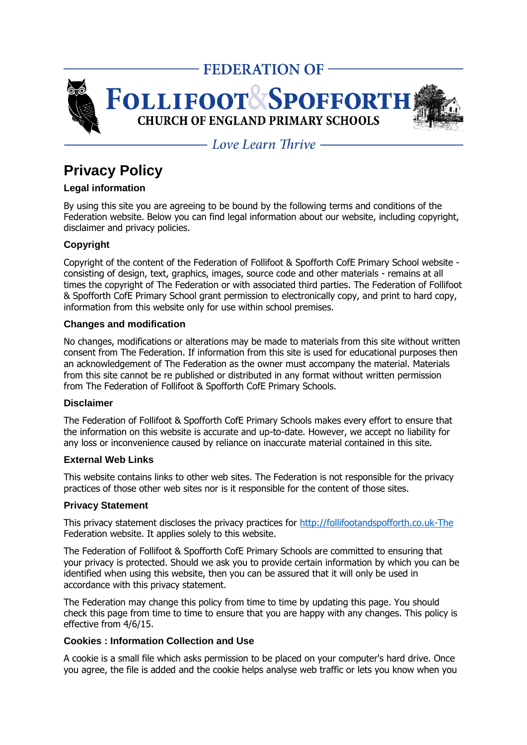FEDERATION OF

FOLLIFOOT & SPOFFORTH

CHURCH OF ENGLAND PRIMARY SCHOOLS

*Love Learn Thrive*

# Privacy Policy

### Legal information

By using this site you are agreeing to be bound by the following terms and conditions of the Federation website. Below you can find legal information about our website, including copyright, disclaimer and privacy policies.

### Copyright

Copyright of the content of the Federation of Follifoot & Spofforth CofE Primary School website - consisting of design, text, graphics, images, source code and other materials - remains at all times the copyright of The Federation or with associated third parties. The Federation of Follifoot & Spofforth CofE Primary School grant permission to electronically copy, and print to hard copy, information from this website only for use within school premises.

### Changes and modification

No changes, modifications or alterations may be made to materials from this site without written consent from The Federation. If information from this site is used for educational purposes then an acknowledgement of The Federation as the owner must accompany the material. Materials from this site cannot be re published or distributed in any format without written permission from The Federation of Follifoot & Spofforth CofE Primary Schools.

### Disclaimer

The Federation of Follifoot & Spofforth CofE Primary Schools makes every effort to ensure that the information on this website is accurate and up-to-date. However, we accept no liability for any loss or inconvenience caused by reliance on inaccurate material contained in this site.

### External Web Links

This website contains links to other web sites. The Federation is not responsible for the privacy practices of those other web sites nor is it responsible for the content of those sites.

### Privacy Statement

This privacy statement discloses the privacy practices for [http://follifootandspofforth.co.uk-The](http://follifootandspofforth.co.uk-The) Federation website. It applies solely to this website.

The Federation of Follifoot & Spofforth CofE Primary Schools are committed to ensuring that your privacy is protected. Should we ask you to provide certain information by which you can be identified when using this website, then you can be assured that it will only be used in accordance with this privacy statement.

The Federation may change this policy from time to time by updating this page. You should check this page from time to time to ensure that you are happy with any changes. This policy is effective from 4/6/15.

### Cookies : Information Collection and Use

A cookie is a small file which asks permission to be placed on your computer's hard drive. Once you agree, the file is added and the cookie helps analyse web traffic or lets you know when you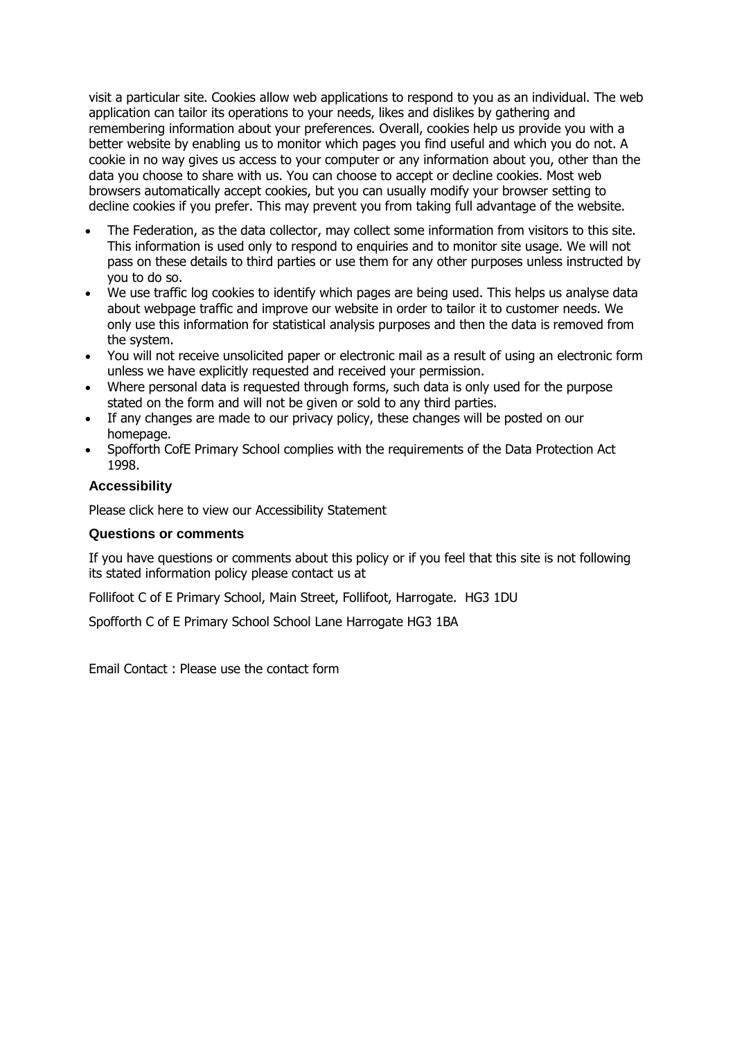visit a particular site. Cookies allow web applications to respond to you as an individual. The web application can tailor its operations to your needs, likes and dislikes by gathering and remembering information about your preferences. Overall, cookies help us provide you with a better website by enabling us to monitor which pages you find useful and which you do not. A cookie in no way gives us access to your computer or any information about you, other than the data you choose to share with us. You can choose to accept or decline cookies. Most web browsers automatically accept cookies, but you can usually modify your browser setting to decline cookies if you prefer. This may prevent you from taking full advantage of the website.

- The Federation, as the data collector, may collect some information from visitors to this site. This information is used only to respond to enquiries and to monitor site usage. We will not pass on these details to third parties or use them for any other purposes unless instructed by you to do so.
- We use traffic log cookies to identify which pages are being used. This helps us analyse data about webpage traffic and improve our website in order to tailor it to customer needs. We only use this information for statistical analysis purposes and then the data is removed from the system.
- You will not receive unsolicited paper or electronic mail as a result of using an electronic form unless we have explicitly requested and received your permission.
- Where personal data is requested through forms, such data is only used for the purpose stated on the form and will not be given or sold to any third parties.
- If any changes are made to our privacy policy, these changes will be posted on our homepage.
- Spofforth CofE Primary School complies with the requirements of the Data Protection Act 1998.

### Accessibility

Please click here to view our Accessibility Statement

### Questions or comments

If you have questions or comments about this policy or if you feel that this site is not following its stated information policy please contact us at

Follifoot C of E Primary School, Main Street, Follifoot, Harrogate. HG3 1DU

Spofforth C of E Primary School School Lane Harrogate HG3 1BA

Email Contact : Please use the contact form